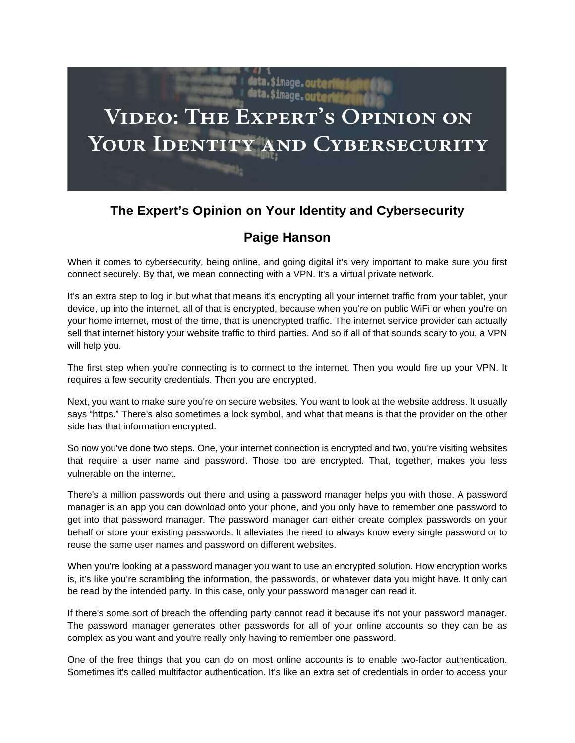# Video: The Expert's Opinion on Your Identity and Cybersecurity

## The Expert's Opinion on Your Identity and Cybersecurity

## Paige Hanson

When it comes to cybersecurity, being online, and going digital it's very important to make sure you first connect securely. By that, we mean connecting with a VPN. It's a virtual private network.

It's an extra step to log in but what that means it's encrypting all your internet traffic from your tablet, your device, up into the internet, all of that is encrypted, because when you're on public WiFi or when you're on your home internet, most of the time, that is unencrypted traffic. The internet service provider can actually sell that internet history your website traffic to third parties. And so if all of that sounds scary to you, a VPN will help you.

The first step when you're connecting is to connect to the internet. Then you would fire up your VPN. It requires a few security credentials. Then you are encrypted.

Next, you want to make sure you're on secure websites. You want to look at the website address. It usually says "https." There's also sometimes a lock symbol, and what that means is that the provider on the other side has that information encrypted.

So now you've done two steps. One, your internet connection is encrypted and two, you're visiting websites that require a user name and password. Those too are encrypted. That, together, makes you less vulnerable on the internet.

There's a million passwords out there and using a password manager helps you with those. A password manager is an app you can download onto your phone, and you only have to remember one password to get into that password manager. The password manager can either create complex passwords on your behalf or store your existing passwords. It alleviates the need to always know every single password or to reuse the same user names and password on different websites.

When you're looking at a password manager you want to use an encrypted solution. How encryption works is, it's like you're scrambling the information, the passwords, or whatever data you might have. It only can be read by the intended party. In this case, only your password manager can read it.

If there's some sort of breach the offending party cannot read it because it's not your password manager. The password manager generates other passwords for all of your online accounts so they can be as complex as you want and you're really only having to remember one password.

One of the free things that you can do on most online accounts is to enable two-factor authentication. Sometimes it's called multifactor authentication. It's like an extra set of credentials in order to access your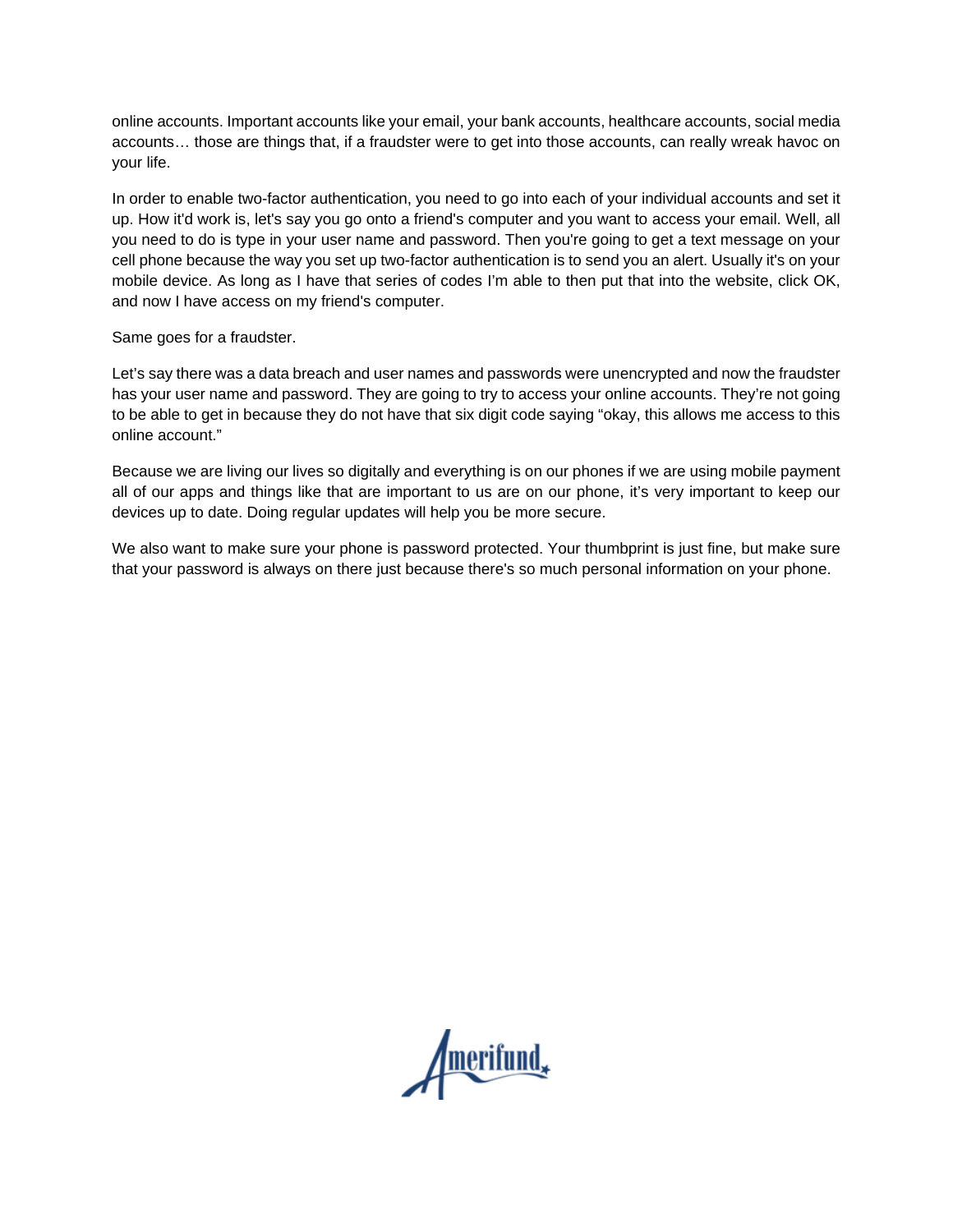online accounts. Important accounts like your email, your bank accounts, healthcare accounts, social media accounts… those are things that, if a fraudster were to get into those accounts, can really wreak havoc on your life.

In order to enable two-factor authentication, you need to go into each of your individual accounts and set it up. How it'd work is, let's say you go onto a friend's computer and you want to access your email. Well, all you need to do is type in your user name and password. Then you're going to get a text message on your cell phone because the way you set up two-factor authentication is to send you an alert. Usually it's on your mobile device. As long as I have that series of codes I'm able to then put that into the website, click OK, and now I have access on my friend's computer.

Same goes for a fraudster.

Let's say there was a data breach and user names and passwords were unencrypted and now the fraudster has your user name and password. They are going to try to access your online accounts. They're not going to be able to get in because they do not have that six digit code saying "okay, this allows me access to this online account."

Because we are living our lives so digitally and everything is on our phones if we are using mobile payment all of our apps and things like that are important to us are on our phone, it's very important to keep our devices up to date. Doing regular updates will help you be more secure.

We also want to make sure your phone is password protected. Your thumbprint is just fine, but make sure that your password is always on there just because there's so much personal information on your phone.